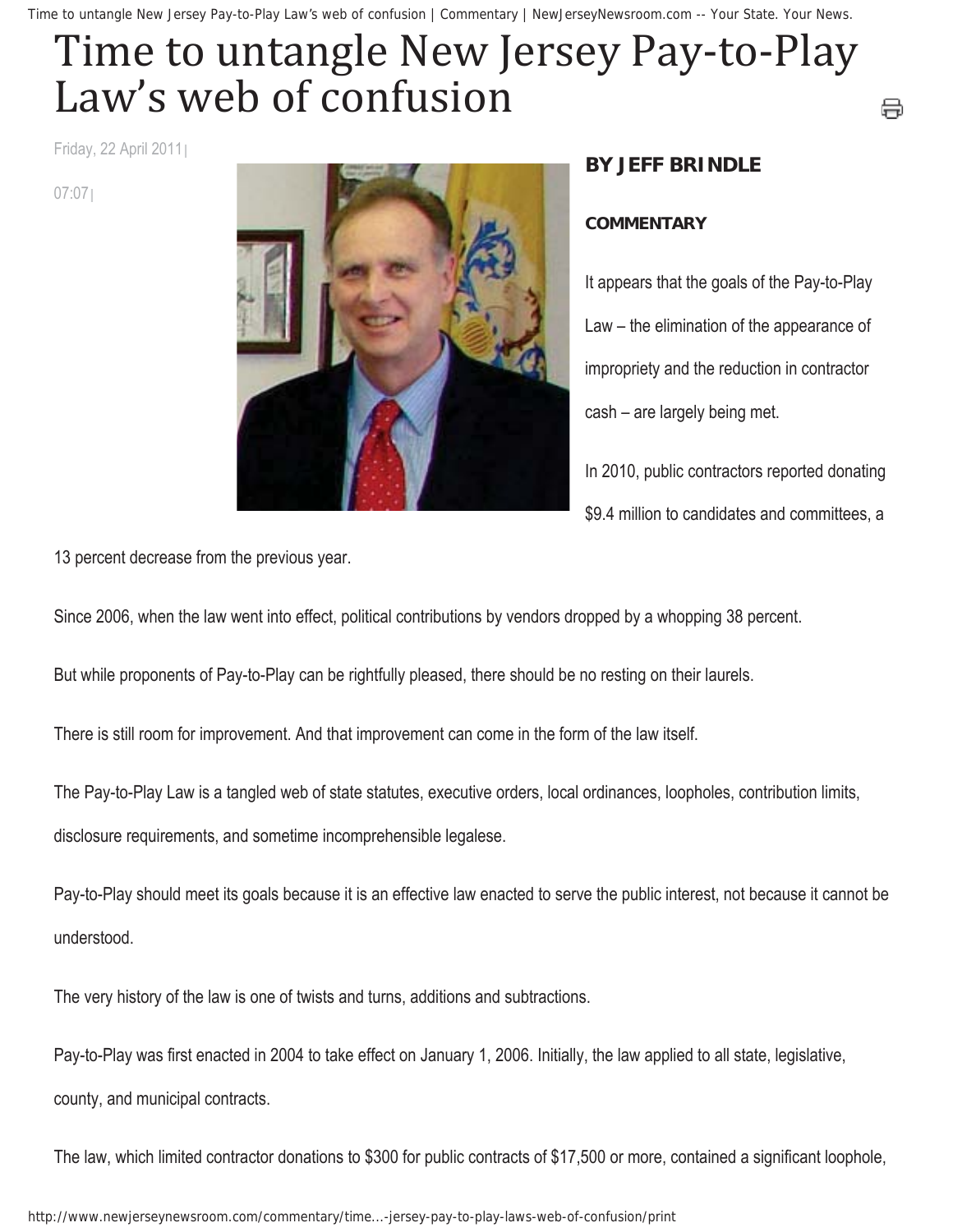# Time to untangle New Jersey Pay-to-Play Law's web of confusion

Friday, 22 April 2011 | 07:07 |

**BY JEFF BRINDLE**

**COMMENTARY**

It appears that the goals of the Pay-to-Play Law – the elimination of the appearance of impropriety and the reduction in contractor cash – are largely being met.

In 2010, public contractors reported donating $9.4 million to candidates and committees, a 13 percent decrease from the previous year.

Since 2006, when the law went into effect, political contributions by vendors dropped by a whopping 38 percent.

But while proponents of Pay-to-Play can be rightfully pleased, there should be no resting on their laurels.

There is still room for improvement. And that improvement can come in the form of the law itself.

The Pay-to-Play Law is a tangled web of state statutes, executive orders, local ordinances, loopholes, contribution limits, disclosure requirements, and sometime incomprehensible legalese.

Pay-to-Play should meet its goals because it is an effective law enacted to serve the public interest, not because it cannot be understood.

The very history of the law is one of twists and turns, additions and subtractions.

Pay-to-Play was first enacted in 2004 to take effect on January 1, 2006. Initially, the law applied to all state, legislative, county, and municipal contracts.

The law, which limited contractor donations to $300 for public contracts of $17,500 or more, contained a significant loophole,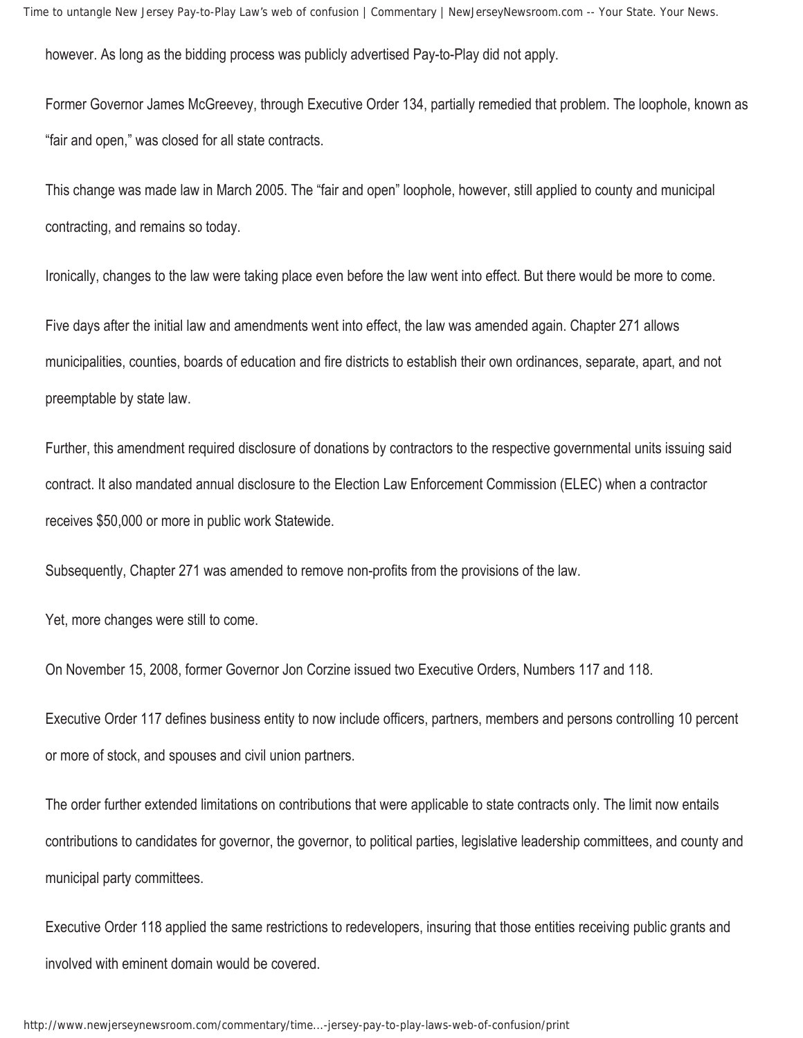however. As long as the bidding process was publicly advertised Pay-to-Play did not apply.

Former Governor James McGreevey, through Executive Order 134, partially remedied that problem. The loophole, known as "fair and open," was closed for all state contracts.

This change was made law in March 2005. The "fair and open" loophole, however, still applied to county and municipal contracting, and remains so today.

Ironically, changes to the law were taking place even before the law went into effect. But there would be more to come.

Five days after the initial law and amendments went into effect, the law was amended again. Chapter 271 allows municipalities, counties, boards of education and fire districts to establish their own ordinances, separate, apart, and not preemptable by state law.

Further, this amendment required disclosure of donations by contractors to the respective governmental units issuing said contract. It also mandated annual disclosure to the Election Law Enforcement Commission (ELEC) when a contractor receives $50,000 or more in public work Statewide.

Subsequently, Chapter 271 was amended to remove non-profits from the provisions of the law.

Yet, more changes were still to come.

On November 15, 2008, former Governor Jon Corzine issued two Executive Orders, Numbers 117 and 118.

Executive Order 117 defines business entity to now include officers, partners, members and persons controlling 10 percent or more of stock, and spouses and civil union partners.

The order further extended limitations on contributions that were applicable to state contracts only. The limit now entails contributions to candidates for governor, the governor, to political parties, legislative leadership committees, and county and municipal party committees.

Executive Order 118 applied the same restrictions to redevelopers, insuring that those entities receiving public grants and involved with eminent domain would be covered.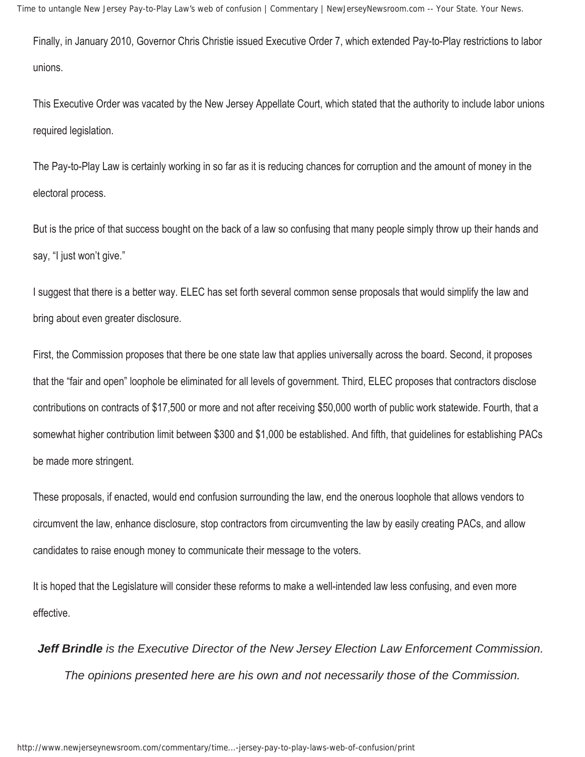Finally, in January 2010, Governor Chris Christie issued Executive Order 7, which extended Pay-to-Play restrictions to labor unions.

This Executive Order was vacated by the New Jersey Appellate Court, which stated that the authority to include labor unions required legislation.

The Pay-to-Play Law is certainly working in so far as it is reducing chances for corruption and the amount of money in the electoral process.

But is the price of that success bought on the back of a law so confusing that many people simply throw up their hands and say, "I just won't give."

I suggest that there is a better way. ELEC has set forth several common sense proposals that would simplify the law and bring about even greater disclosure.

First, the Commission proposes that there be one state law that applies universally across the board. Second, it proposes that the "fair and open" loophole be eliminated for all levels of government. Third, ELEC proposes that contractors disclose contributions on contracts of $17,500 or more and not after receiving $50,000 worth of public work statewide. Fourth, that a somewhat higher contribution limit between $300 and $1,000 be established. And fifth, that guidelines for establishing PACs be made more stringent.

These proposals, if enacted, would end confusion surrounding the law, end the onerous loophole that allows vendors to circumvent the law, enhance disclosure, stop contractors from circumventing the law by easily creating PACs, and allow candidates to raise enough money to communicate their message to the voters.

It is hoped that the Legislature will consider these reforms to make a well-intended law less confusing, and even more effective.

***Jeff Brindle** is the Executive Director of the New Jersey Election Law Enforcement Commission. The opinions presented here are his own and not necessarily those of the Commission.*